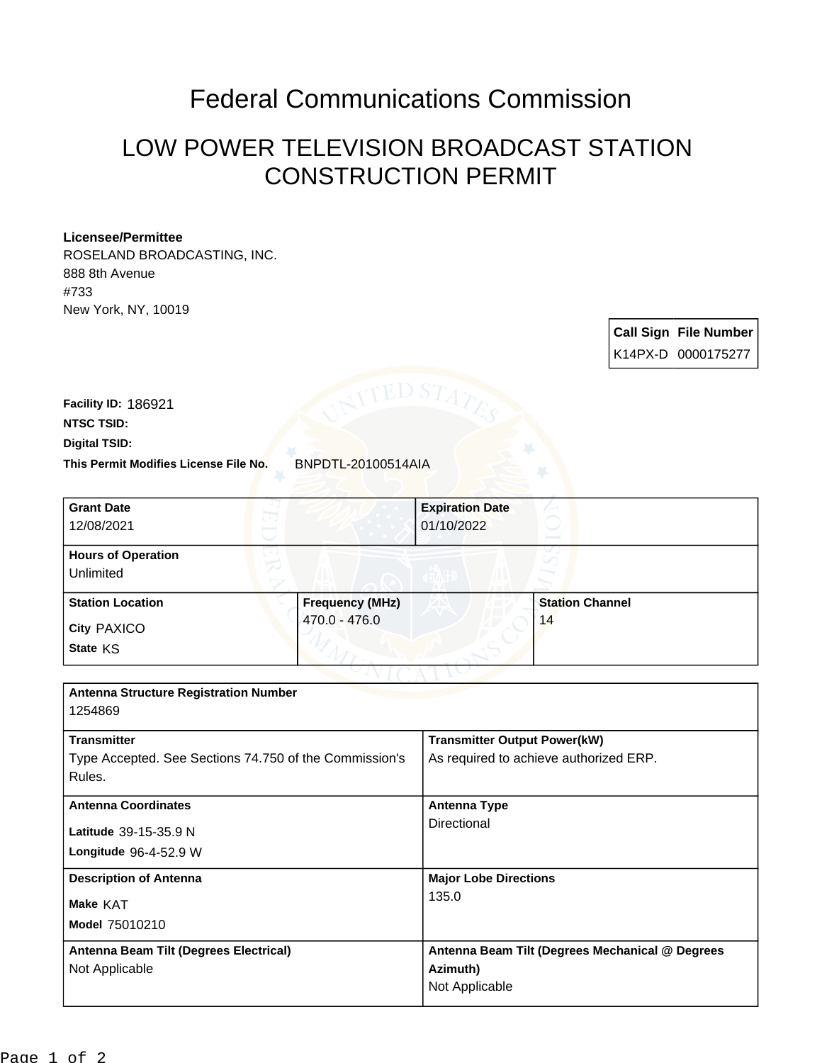# Federal Communications Commission

## LOW POWER TELEVISION BROADCAST STATION CONSTRUCTION PERMIT

**Licensee/Permittee**
ROSELAND BROADCASTING, INC.
888 8th Avenue
#733
New York, NY, 10019

| Call Sign | File Number |
| --- | --- |
| K14PX-D | 0000175277 |

**Facility ID:** 186921
**NTSC TSID:**
**Digital TSID:**
**This Permit Modifies License File No.** BNPDTL-20100514AIA

| Grant Date | Expiration Date |
| --- | --- |
| 12/08/2021 | 01/10/2022 |

**Hours of Operation**
Unlimited

| Station Location | Frequency (MHz) | Station Channel |
| --- | --- | --- |
| City PAXICO<br>State KS | 470.0 - 476.0 | 14 |

**Antenna Structure Registration Number**
1254869

| Transmitter | Transmitter Output Power(kW) |
| --- | --- |
| Type Accepted. See Sections 74.750 of the Commission's Rules. | As required to achieve authorized ERP. |

| Antenna Coordinates | Antenna Type |
| --- | --- |
| Latitude 39-15-35.9 N<br>Longitude 96-4-52.9 W | Directional |

| Description of Antenna | Major Lobe Directions |
| --- | --- |
| Make KAT<br>Model 75010210 | 135.0 |

| Antenna Beam Tilt (Degrees Electrical) | Antenna Beam Tilt (Degrees Mechanical @ Degrees Azimuth) |
| --- | --- |
| Not Applicable | Not Applicable |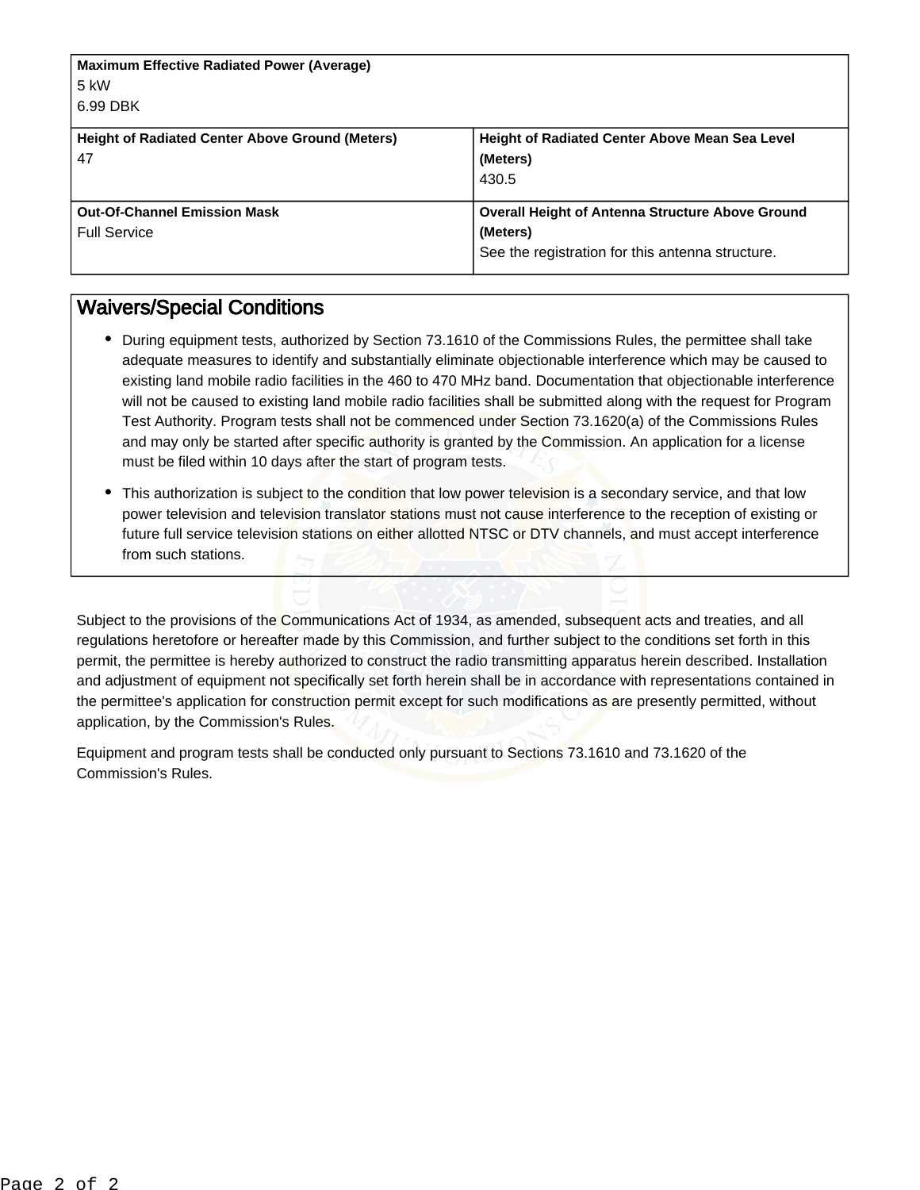| Maximum Effective Radiated Power (Average) | |
| --- | --- |
| 5 kW<br>6.99 DBK | |
| **Height of Radiated Center Above Ground (Meters)**<br>47 | **Height of Radiated Center Above Mean Sea Level (Meters)**<br>430.5 |
| **Out-Of-Channel Emission Mask**<br>Full Service | **Overall Height of Antenna Structure Above Ground (Meters)**<br>See the registration for this antenna structure. |

## Waivers/Special Conditions

- During equipment tests, authorized by Section 73.1610 of the Commissions Rules, the permittee shall take adequate measures to identify and substantially eliminate objectionable interference which may be caused to existing land mobile radio facilities in the 460 to 470 MHz band. Documentation that objectionable interference will not be caused to existing land mobile radio facilities shall be submitted along with the request for Program Test Authority. Program tests shall not be commenced under Section 73.1620(a) of the Commissions Rules and may only be started after specific authority is granted by the Commission. An application for a license must be filed within 10 days after the start of program tests.
- This authorization is subject to the condition that low power television is a secondary service, and that low power television and television translator stations must not cause interference to the reception of existing or future full service television stations on either allotted NTSC or DTV channels, and must accept interference from such stations.

Subject to the provisions of the Communications Act of 1934, as amended, subsequent acts and treaties, and all regulations heretofore or hereafter made by this Commission, and further subject to the conditions set forth in this permit, the permittee is hereby authorized to construct the radio transmitting apparatus herein described. Installation and adjustment of equipment not specifically set forth herein shall be in accordance with representations contained in the permittee's application for construction permit except for such modifications as are presently permitted, without application, by the Commission's Rules.

Equipment and program tests shall be conducted only pursuant to Sections 73.1610 and 73.1620 of the Commission's Rules.